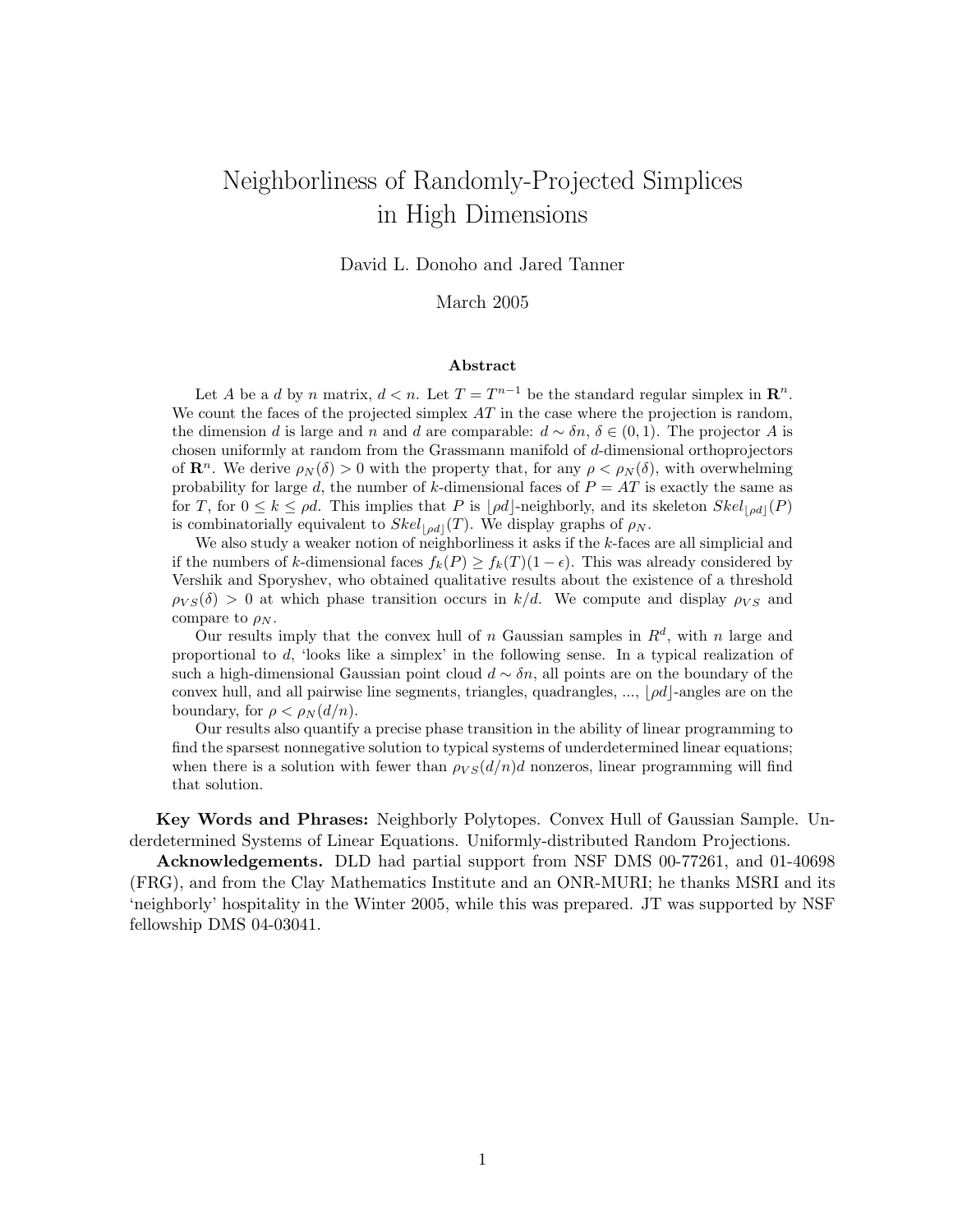# Neighborliness of Randomly-Projected Simplices in High Dimensions

David L. Donoho and Jared Tanner

March 2005

### Abstract

Let $A$ be a $d$ by $n$ matrix, $d < n$. Let $T = T^{n-1}$ be the standard regular simplex in $\mathbf{R}^n$. We count the faces of the projected simplex $AT$ in the case where the projection is random, the dimension $d$ is large and $n$ and $d$ are comparable: $d \sim \delta n$, $\delta \in (0, 1)$. The projector $A$ is chosen uniformly at random from the Grassmann manifold of $d$-dimensional orthoprojectors of $\mathbf{R}^n$. We derive $\rho_N(\delta) > 0$ with the property that, for any $\rho < \rho_N(\delta)$, with overwhelming probability for large $d$, the number of $k$-dimensional faces of $P = AT$ is exactly the same as for $T$, for $0 \leq k \leq \rho d$. This implies that $P$ is $\lfloor \rho d \rfloor$-neighborly, and its skeleton $Skel_{\lfloor \rho d \rfloor}(P)$ is combinatorially equivalent to $Skel_{\lfloor \rho d \rfloor}(T)$. We display graphs of $\rho_N$.

We also study a weaker notion of neighborliness it asks if the $k$-faces are all simplicial and if the numbers of $k$-dimensional faces $f_k(P) \geq f_k(T)(1 - \epsilon)$. This was already considered by Vershik and Sporyshev, who obtained qualitative results about the existence of a threshold $\rho_{VS}(\delta) > 0$ at which phase transition occurs in $k/d$. We compute and display $\rho_{VS}$ and compare to $\rho_N$.

Our results imply that the convex hull of $n$ Gaussian samples in $R^d$, with $n$ large and proportional to $d$, 'looks like a simplex' in the following sense. In a typical realization of such a high-dimensional Gaussian point cloud $d \sim \delta n$, all points are on the boundary of the convex hull, and all pairwise line segments, triangles, quadrangles, ..., $\lfloor \rho d \rfloor$-angles are on the boundary, for $\rho < \rho_N(d/n)$.

Our results also quantify a precise phase transition in the ability of linear programming to find the sparsest nonnegative solution to typical systems of underdetermined linear equations; when there is a solution with fewer than $\rho_{VS}(d/n)d$ nonzeros, linear programming will find that solution.

**Key Words and Phrases:** Neighborly Polytopes. Convex Hull of Gaussian Sample. Underdetermined Systems of Linear Equations. Uniformly-distributed Random Projections.

**Acknowledgements.** DLD had partial support from NSF DMS 00-77261, and 01-40698 (FRG), and from the Clay Mathematics Institute and an ONR-MURI; he thanks MSRI and its 'neighborly' hospitality in the Winter 2005, while this was prepared. JT was supported by NSF fellowship DMS 04-03041.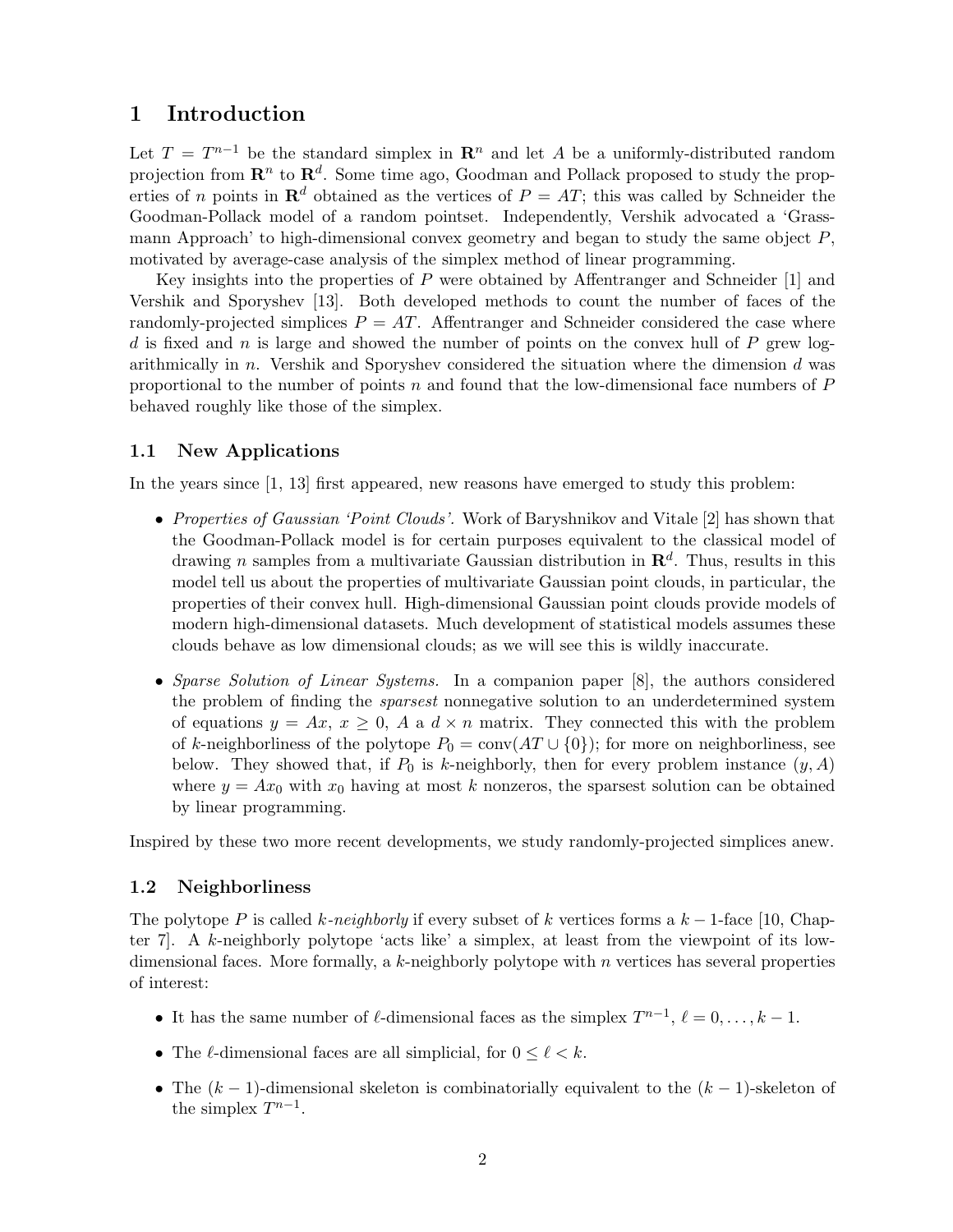# 1 Introduction

Let $T = T^{n-1}$ be the standard simplex in $\mathbf{R}^n$ and let $A$ be a uniformly-distributed random projection from $\mathbf{R}^n$ to $\mathbf{R}^d$. Some time ago, Goodman and Pollack proposed to study the properties of $n$ points in $\mathbf{R}^d$ obtained as the vertices of $P = AT$; this was called by Schneider the Goodman-Pollack model of a random pointset. Independently, Vershik advocated a 'Grassmann Approach' to high-dimensional convex geometry and began to study the same object $P$, motivated by average-case analysis of the simplex method of linear programming.

Key insights into the properties of $P$ were obtained by Affentranger and Schneider [1] and Vershik and Sporyshev [13]. Both developed methods to count the number of faces of the randomly-projected simplices $P = AT$. Affentranger and Schneider considered the case where $d$ is fixed and $n$ is large and showed the number of points on the convex hull of $P$ grew logarithmically in $n$. Vershik and Sporyshev considered the situation where the dimension $d$ was proportional to the number of points $n$ and found that the low-dimensional face numbers of $P$ behaved roughly like those of the simplex.

## 1.1 New Applications

In the years since [1, 13] first appeared, new reasons have emerged to study this problem:

- *Properties of Gaussian 'Point Clouds'.* Work of Baryshnikov and Vitale [2] has shown that the Goodman-Pollack model is for certain purposes equivalent to the classical model of drawing $n$ samples from a multivariate Gaussian distribution in $\mathbf{R}^d$. Thus, results in this model tell us about the properties of multivariate Gaussian point clouds, in particular, the properties of their convex hull. High-dimensional Gaussian point clouds provide models of modern high-dimensional datasets. Much development of statistical models assumes these clouds behave as low dimensional clouds; as we will see this is wildly inaccurate.
- *Sparse Solution of Linear Systems.* In a companion paper [8], the authors considered the problem of finding the *sparsest* nonnegative solution to an underdetermined system of equations $y = Ax$, $x \geq 0$, $A$ a $d \times n$ matrix. They connected this with the problem of $k$-neighborliness of the polytope $P_0 = \text{conv}(AT \cup \{0\})$; for more on neighborliness, see below. They showed that, if $P_0$ is $k$-neighborly, then for every problem instance $(y, A)$ where $y = Ax_0$ with $x_0$ having at most $k$ nonzeros, the sparsest solution can be obtained by linear programming.

Inspired by these two more recent developments, we study randomly-projected simplices anew.

## 1.2 Neighborliness

The polytope $P$ is called *$k$-neighborly* if every subset of $k$ vertices forms a $k-1$-face [10, Chapter 7]. A $k$-neighborly polytope 'acts like' a simplex, at least from the viewpoint of its low-dimensional faces. More formally, a $k$-neighborly polytope with $n$ vertices has several properties of interest:

- It has the same number of $\ell$-dimensional faces as the simplex $T^{n-1}$, $\ell = 0, \ldots, k-1$.
- The $\ell$-dimensional faces are all simplicial, for $0 \leq \ell < k$.
- The $(k-1)$-dimensional skeleton is combinatorially equivalent to the $(k-1)$-skeleton of the simplex $T^{n-1}$.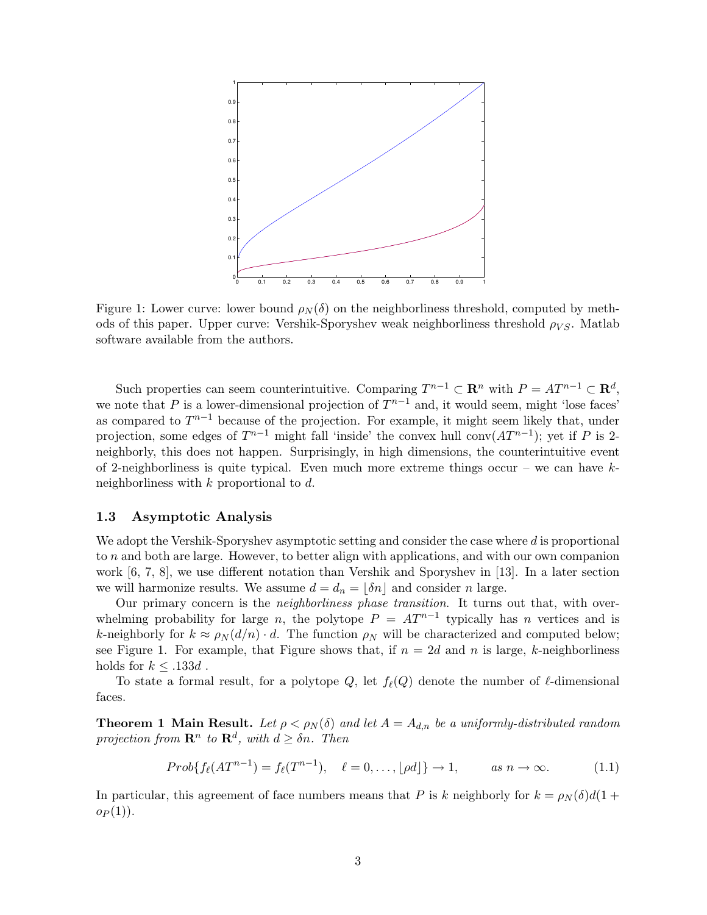Figure 1: Lower curve: lower bound $\rho_N(\delta)$ on the neighborliness threshold, computed by methods of this paper. Upper curve: Vershik-Sporyshev weak neighborliness threshold $\rho_{VS}$. Matlab software available from the authors.

Such properties can seem counterintuitive. Comparing $T^{n-1} \subset \mathbf{R}^n$ with $P = AT^{n-1} \subset \mathbf{R}^d$, we note that $P$ is a lower-dimensional projection of $T^{n-1}$ and, it would seem, might 'lose faces' as compared to $T^{n-1}$ because of the projection. For example, it might seem likely that, under projection, some edges of $T^{n-1}$ might fall 'inside' the convex hull $\text{conv}(AT^{n-1})$; yet if $P$ is 2-neighborly, this does not happen. Surprisingly, in high dimensions, the counterintuitive event of 2-neighborliness is quite typical. Even much more extreme things occur – we can have $k$-neighborliness with $k$ proportional to $d$.

### 1.3 Asymptotic Analysis

We adopt the Vershik-Sporyshev asymptotic setting and consider the case where $d$ is proportional to $n$ and both are large. However, to better align with applications, and with our own companion work [6, 7, 8], we use different notation than Vershik and Sporyshev in [13]. In a later section we will harmonize results. We assume $d = d_n = \lfloor \delta n \rfloor$ and consider $n$ large.

Our primary concern is the *neighborliness phase transition*. It turns out that, with overwhelming probability for large $n$, the polytope $P = AT^{n-1}$ typically has $n$ vertices and is $k$-neighborly for $k \approx \rho_N(d/n) \cdot d$. The function $\rho_N$ will be characterized and computed below; see Figure 1. For example, that Figure shows that, if $n = 2d$ and $n$ is large, $k$-neighborliness holds for $k \leq .133d$ .

To state a formal result, for a polytope $Q$, let $f_\ell(Q)$ denote the number of $\ell$-dimensional faces.

**Theorem 1 Main Result.** *Let $\rho < \rho_N(\delta)$ and let $A = A_{d,n}$ be a uniformly-distributed random projection from $\mathbf{R}^n$ to $\mathbf{R}^d$, with $d \geq \delta n$. Then*

$$Prob\{f_\ell(AT^{n-1}) = f_\ell(T^{n-1}), \quad \ell = 0, \ldots, \lfloor \rho d \rfloor\} \to 1, \qquad \text{as } n \to \infty. \tag{1.1}$$

In particular, this agreement of face numbers means that $P$ is $k$ neighborly for $k = \rho_N(\delta)d(1 + o_P(1))$.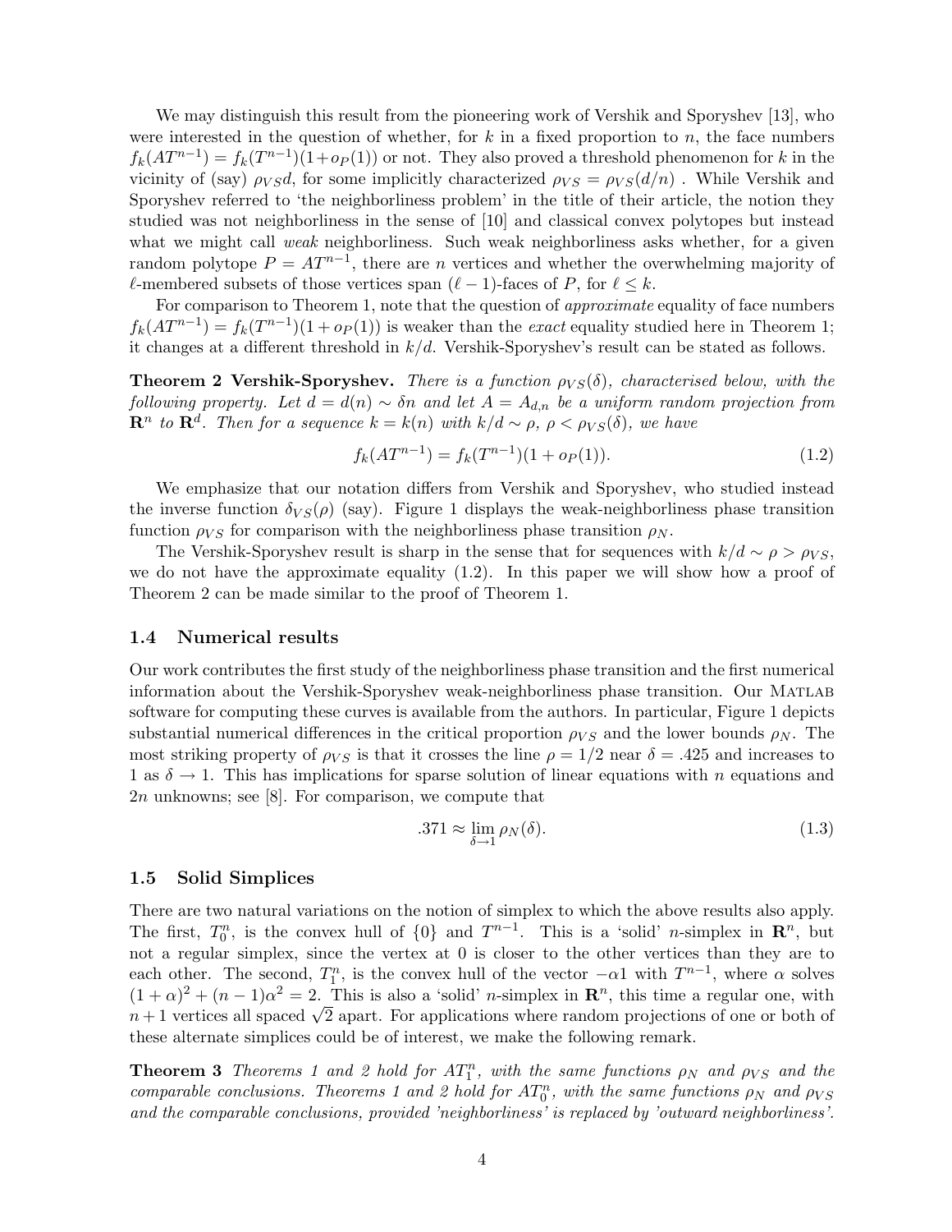We may distinguish this result from the pioneering work of Vershik and Sporyshev [13], who were interested in the question of whether, for $k$ in a fixed proportion to $n$, the face numbers $f_k(AT^{n-1}) = f_k(T^{n-1})(1+o_P(1))$ or not. They also proved a threshold phenomenon for $k$ in the vicinity of (say) $\rho_{VS}d$, for some implicitly characterized $\rho_{VS} = \rho_{VS}(d/n)$ . While Vershik and Sporyshev referred to 'the neighborliness problem' in the title of their article, the notion they studied was not neighborliness in the sense of [10] and classical convex polytopes but instead what we might call *weak* neighborliness. Such weak neighborliness asks whether, for a given random polytope $P = AT^{n-1}$, there are $n$ vertices and whether the overwhelming majority of $\ell$-membered subsets of those vertices span $(\ell-1)$-faces of $P$, for $\ell \leq k$.

For comparison to Theorem 1, note that the question of *approximate* equality of face numbers $f_k(AT^{n-1}) = f_k(T^{n-1})(1+o_P(1))$ is weaker than the *exact* equality studied here in Theorem 1; it changes at a different threshold in $k/d$. Vershik-Sporyshev's result can be stated as follows.

**Theorem 2 Vershik-Sporyshev.** *There is a function $\rho_{VS}(\delta)$, characterised below, with the following property. Let $d = d(n) \sim \delta n$ and let $A = A_{d,n}$ be a uniform random projection from $\mathbf{R}^n$ to $\mathbf{R}^d$. Then for a sequence $k = k(n)$ with $k/d \sim \rho$, $\rho < \rho_{VS}(\delta)$, we have*

$$f_k(AT^{n-1}) = f_k(T^{n-1})(1 + o_P(1)). \tag{1.2}$$

We emphasize that our notation differs from Vershik and Sporyshev, who studied instead the inverse function $\delta_{VS}(\rho)$ (say). Figure 1 displays the weak-neighborliness phase transition function $\rho_{VS}$ for comparison with the neighborliness phase transition $\rho_N$.

The Vershik-Sporyshev result is sharp in the sense that for sequences with $k/d \sim \rho > \rho_{VS}$, we do not have the approximate equality (1.2). In this paper we will show how a proof of Theorem 2 can be made similar to the proof of Theorem 1.

### 1.4 Numerical results

Our work contributes the first study of the neighborliness phase transition and the first numerical information about the Vershik-Sporyshev weak-neighborliness phase transition. Our MATLAB software for computing these curves is available from the authors. In particular, Figure 1 depicts substantial numerical differences in the critical proportion $\rho_{VS}$ and the lower bounds $\rho_N$. The most striking property of $\rho_{VS}$ is that it crosses the line $\rho = 1/2$ near $\delta = .425$ and increases to 1 as $\delta \to 1$. This has implications for sparse solution of linear equations with $n$ equations and $2n$ unknowns; see [8]. For comparison, we compute that

$$.371 \approx \lim_{\delta \to 1} \rho_N(\delta). \tag{1.3}$$

### 1.5 Solid Simplices

There are two natural variations on the notion of simplex to which the above results also apply. The first, $T_0^n$, is the convex hull of $\{0\}$ and $T^{n-1}$. This is a 'solid' $n$-simplex in $\mathbf{R}^n$, but not a regular simplex, since the vertex at 0 is closer to the other vertices than they are to each other. The second, $T_1^n$, is the convex hull of the vector $-\alpha 1$ with $T^{n-1}$, where $\alpha$ solves $(1+\alpha)^2 + (n-1)\alpha^2 = 2$. This is also a 'solid' $n$-simplex in $\mathbf{R}^n$, this time a regular one, with $n+1$ vertices all spaced $\sqrt{2}$ apart. For applications where random projections of one or both of these alternate simplices could be of interest, we make the following remark.

**Theorem 3** *Theorems 1 and 2 hold for $AT_1^n$, with the same functions $\rho_N$ and $\rho_{VS}$ and the comparable conclusions. Theorems 1 and 2 hold for $AT_0^n$, with the same functions $\rho_N$ and $\rho_{VS}$ and the comparable conclusions, provided 'neighborliness' is replaced by 'outward neighborliness'.*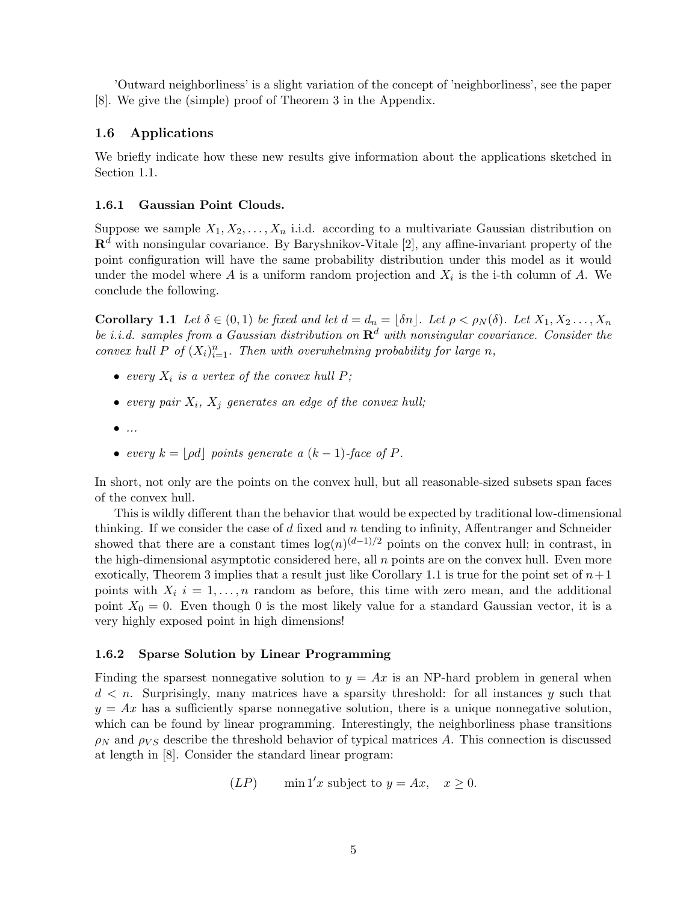'Outward neighborliness' is a slight variation of the concept of 'neighborliness', see the paper [8]. We give the (simple) proof of Theorem 3 in the Appendix.

## 1.6 Applications

We briefly indicate how these new results give information about the applications sketched in Section 1.1.

### 1.6.1 Gaussian Point Clouds.

Suppose we sample $X_1, X_2, \dots, X_n$ i.i.d. according to a multivariate Gaussian distribution on $\mathbf{R}^d$ with nonsingular covariance. By Baryshnikov-Vitale [2], any affine-invariant property of the point configuration will have the same probability distribution under this model as it would under the model where $A$ is a uniform random projection and $X_i$ is the i-th column of $A$. We conclude the following.

**Corollary 1.1** *Let $\delta \in (0,1)$ be fixed and let $d = d_n = \lfloor \delta n \rfloor$. Let $\rho < \rho_N(\delta)$. Let $X_1, X_2 \dots, X_n$ be i.i.d. samples from a Gaussian distribution on $\mathbf{R}^d$ with nonsingular covariance. Consider the convex hull $P$ of $(X_i)_{i=1}^n$. Then with overwhelming probability for large $n$,*

- *every $X_i$ is a vertex of the convex hull $P$;*
- *every pair $X_i$, $X_j$ generates an edge of the convex hull;*
- *...*
- *every $k = \lfloor \rho d \rfloor$ points generate a $(k-1)$-face of $P$.*

In short, not only are the points on the convex hull, but all reasonable-sized subsets span faces of the convex hull.

This is wildly different than the behavior that would be expected by traditional low-dimensional thinking. If we consider the case of $d$ fixed and $n$ tending to infinity, Affentranger and Schneider showed that there are a constant times $\log(n)^{(d-1)/2}$ points on the convex hull; in contrast, in the high-dimensional asymptotic considered here, all $n$ points are on the convex hull. Even more exotically, Theorem 3 implies that a result just like Corollary 1.1 is true for the point set of $n+1$ points with $X_i$ $i = 1, \dots, n$ random as before, this time with zero mean, and the additional point $X_0 = 0$. Even though 0 is the most likely value for a standard Gaussian vector, it is a very highly exposed point in high dimensions!

### 1.6.2 Sparse Solution by Linear Programming

Finding the sparsest nonnegative solution to $y = Ax$ is an NP-hard problem in general when $d < n$. Surprisingly, many matrices have a sparsity threshold: for all instances $y$ such that $y = Ax$ has a sufficiently sparse nonnegative solution, there is a unique nonnegative solution, which can be found by linear programming. Interestingly, the neighborliness phase transitions $\rho_N$ and $\rho_{VS}$ describe the threshold behavior of typical matrices $A$. This connection is discussed at length in [8]. Consider the standard linear program:

$$(LP) \qquad \min 1'x \text{ subject to } y = Ax, \quad x \geq 0.$$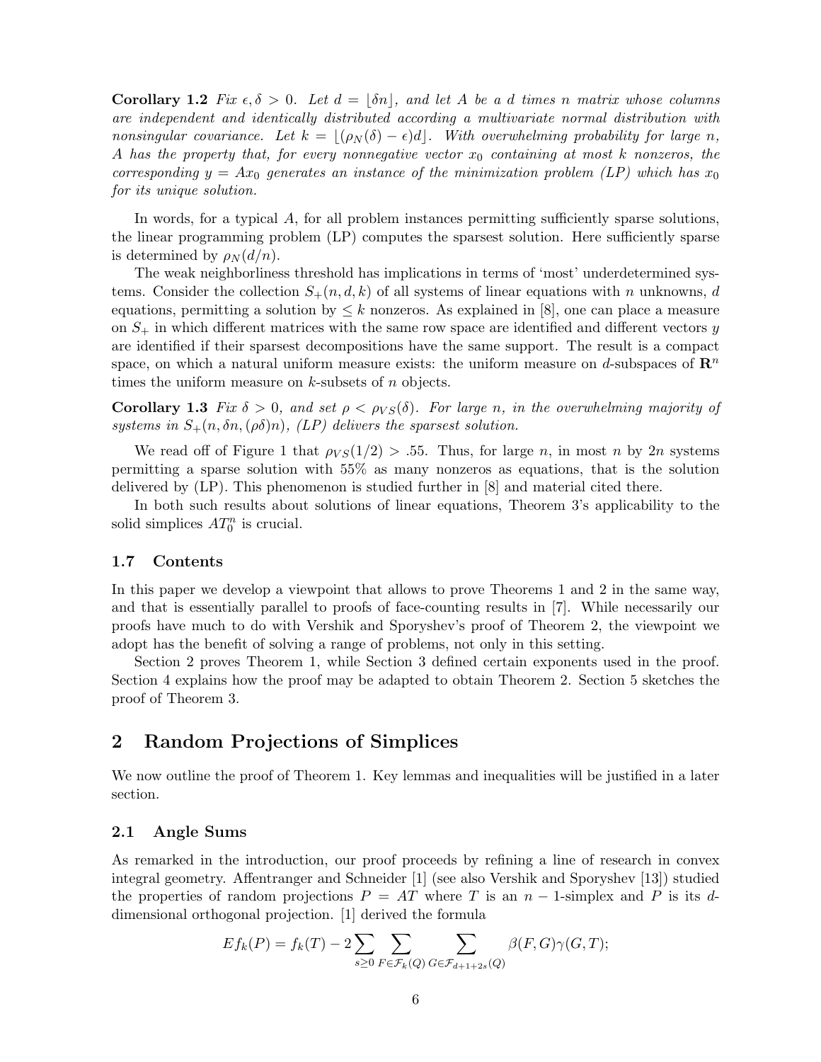**Corollary 1.2** *Fix $\epsilon, \delta > 0$. Let $d = \lfloor \delta n \rfloor$, and let $A$ be a $d$ times $n$ matrix whose columns are independent and identically distributed according a multivariate normal distribution with nonsingular covariance. Let $k = \lfloor (\rho_N(\delta) - \epsilon) d \rfloor$. With overwhelming probability for large $n$, $A$ has the property that, for every nonnegative vector $x_0$ containing at most $k$ nonzeros, the corresponding $y = Ax_0$ generates an instance of the minimization problem (LP) which has $x_0$ for its unique solution.*

In words, for a typical $A$, for all problem instances permitting sufficiently sparse solutions, the linear programming problem (LP) computes the sparsest solution. Here sufficiently sparse is determined by $\rho_N(d/n)$.

The weak neighborliness threshold has implications in terms of 'most' underdetermined systems. Consider the collection $S_+(n, d, k)$ of all systems of linear equations with $n$ unknowns, $d$ equations, permitting a solution by $\leq k$ nonzeros. As explained in [8], one can place a measure on $S_+$ in which different matrices with the same row space are identified and different vectors $y$ are identified if their sparsest decompositions have the same support. The result is a compact space, on which a natural uniform measure exists: the uniform measure on $d$-subspaces of $\mathbf{R}^n$ times the uniform measure on $k$-subsets of $n$ objects.

**Corollary 1.3** *Fix $\delta > 0$, and set $\rho < \rho_{VS}(\delta)$. For large $n$, in the overwhelming majority of systems in $S_+(n, \delta n, (\rho\delta)n)$, (LP) delivers the sparsest solution.*

We read off of Figure 1 that $\rho_{VS}(1/2) > .55$. Thus, for large $n$, in most $n$ by $2n$ systems permitting a sparse solution with 55% as many nonzeros as equations, that is the solution delivered by (LP). This phenomenon is studied further in [8] and material cited there.

In both such results about solutions of linear equations, Theorem 3's applicability to the solid simplices $AT_0^n$ is crucial.

### 1.7 Contents

In this paper we develop a viewpoint that allows to prove Theorems 1 and 2 in the same way, and that is essentially parallel to proofs of face-counting results in [7]. While necessarily our proofs have much to do with Vershik and Sporyshev's proof of Theorem 2, the viewpoint we adopt has the benefit of solving a range of problems, not only in this setting.

Section 2 proves Theorem 1, while Section 3 defined certain exponents used in the proof. Section 4 explains how the proof may be adapted to obtain Theorem 2. Section 5 sketches the proof of Theorem 3.

## 2 Random Projections of Simplices

We now outline the proof of Theorem 1. Key lemmas and inequalities will be justified in a later section.

### 2.1 Angle Sums

As remarked in the introduction, our proof proceeds by refining a line of research in convex integral geometry. Affentranger and Schneider [1] (see also Vershik and Sporyshev [13]) studied the properties of random projections $P = AT$ where $T$ is an $n-1$-simplex and $P$ is its $d$-dimensional orthogonal projection. [1] derived the formula

$$Ef_k(P) = f_k(T) - 2 \sum_{s \geq 0} \sum_{F \in \mathcal{F}_k(Q)} \sum_{G \in \mathcal{F}_{d+1+2s}(Q)} \beta(F, G)\gamma(G, T);$$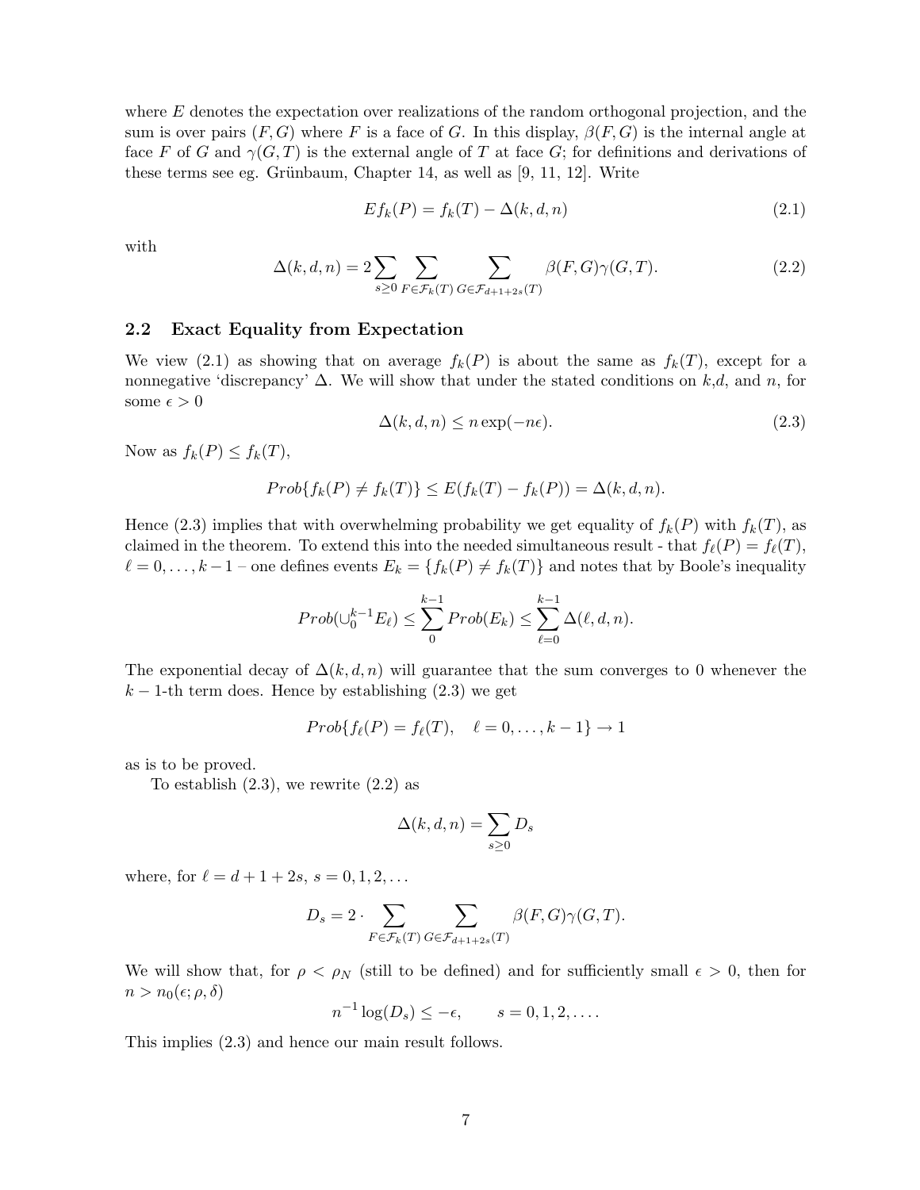where $E$ denotes the expectation over realizations of the random orthogonal projection, and the sum is over pairs $(F, G)$ where $F$ is a face of $G$. In this display, $\beta(F, G)$ is the internal angle at face $F$ of $G$ and $\gamma(G, T)$ is the external angle of $T$ at face $G$; for definitions and derivations of these terms see eg. Grünbaum, Chapter 14, as well as [9, 11, 12]. Write

$$Ef_k(P) = f_k(T) - \Delta(k, d, n) \tag{2.1}$$

with

$$\Delta(k, d, n) = 2 \sum_{s \geq 0} \sum_{F \in \mathcal{F}_k(T)} \sum_{G \in \mathcal{F}_{d+1+2s}(T)} \beta(F, G)\gamma(G, T). \tag{2.2}$$

## 2.2 Exact Equality from Expectation

We view (2.1) as showing that on average $f_k(P)$ is about the same as $f_k(T)$, except for a nonnegative 'discrepancy' $\Delta$. We will show that under the stated conditions on $k$,$d$, and $n$, for some $\epsilon > 0$

$$\Delta(k, d, n) \leq n \exp(-n\epsilon). \tag{2.3}$$

Now as $f_k(P) \leq f_k(T)$,

$$Prob\{f_k(P) \neq f_k(T)\} \leq E(f_k(T) - f_k(P)) = \Delta(k, d, n).$$

Hence (2.3) implies that with overwhelming probability we get equality of $f_k(P)$ with $f_k(T)$, as claimed in the theorem. To extend this into the needed simultaneous result - that $f_\ell(P) = f_\ell(T)$, $\ell = 0, \ldots, k-1$ – one defines events $E_k = \{f_k(P) \neq f_k(T)\}$ and notes that by Boole's inequality

$$Prob(\cup_0^{k-1} E_\ell) \leq \sum_0^{k-1} Prob(E_k) \leq \sum_{\ell=0}^{k-1} \Delta(\ell, d, n).$$

The exponential decay of $\Delta(k, d, n)$ will guarantee that the sum converges to 0 whenever the $k-1$-th term does. Hence by establishing (2.3) we get

$$Prob\{f_\ell(P) = f_\ell(T), \quad \ell = 0, \ldots, k-1\} \to 1$$

as is to be proved.

To establish (2.3), we rewrite (2.2) as

$$\Delta(k, d, n) = \sum_{s \geq 0} D_s$$

where, for $\ell = d + 1 + 2s$, $s = 0, 1, 2, \ldots$

$$D_s = 2 \cdot \sum_{F \in \mathcal{F}_k(T)} \sum_{G \in \mathcal{F}_{d+1+2s}(T)} \beta(F, G)\gamma(G, T).$$

We will show that, for $\rho < \rho_N$ (still to be defined) and for sufficiently small $\epsilon > 0$, then for $n > n_0(\epsilon; \rho, \delta)$

$$n^{-1} \log(D_s) \leq -\epsilon, \qquad s = 0, 1, 2, \ldots.$$

This implies (2.3) and hence our main result follows.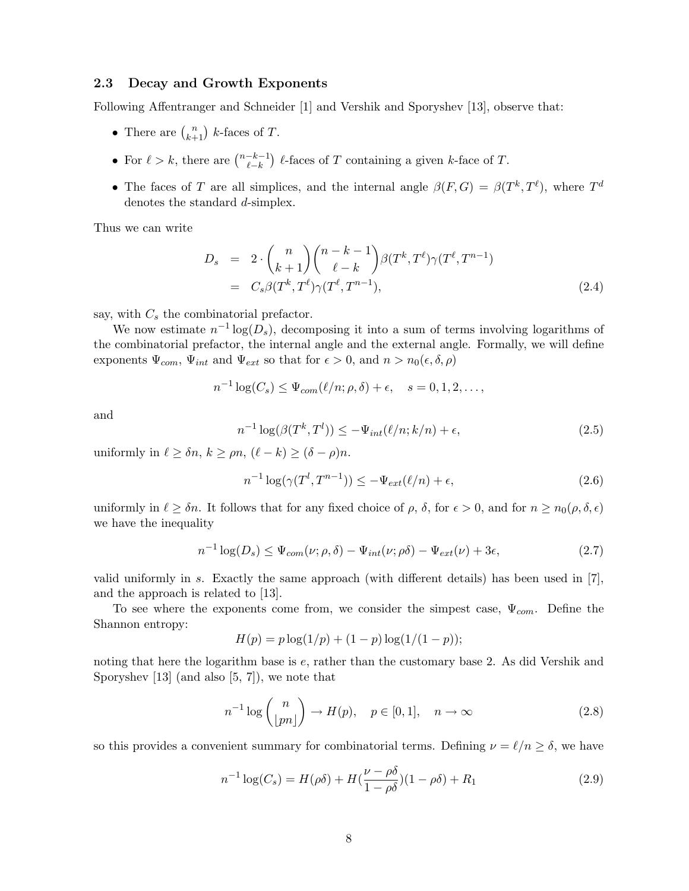### 2.3 Decay and Growth Exponents

Following Affentranger and Schneider [1] and Vershik and Sporyshev [13], observe that:

- There are $\binom{n}{k+1}$ $k$-faces of $T$.
- For $\ell > k$, there are $\binom{n-k-1}{\ell-k}$ $\ell$-faces of $T$ containing a given $k$-face of $T$.
- The faces of $T$ are all simplices, and the internal angle $\beta(F, G) = \beta(T^k, T^\ell)$, where $T^d$ denotes the standard $d$-simplex.

Thus we can write

$$
\begin{aligned}
D_s &= 2 \cdot \binom{n}{k+1}\binom{n-k-1}{\ell-k}\beta(T^k, T^\ell)\gamma(T^\ell, T^{n-1}) \\
&= C_s \beta(T^k, T^\ell)\gamma(T^\ell, T^{n-1}),
\end{aligned}
\tag{2.4}
$$

say, with $C_s$ the combinatorial prefactor.

We now estimate $n^{-1}\log(D_s)$, decomposing it into a sum of terms involving logarithms of the combinatorial prefactor, the internal angle and the external angle. Formally, we will define exponents $\Psi_{com}$, $\Psi_{int}$ and $\Psi_{ext}$ so that for $\epsilon > 0$, and $n > n_0(\epsilon, \delta, \rho)$

$$
n^{-1}\log(C_s) \leq \Psi_{com}(\ell/n; \rho, \delta) + \epsilon, \quad s = 0, 1, 2, \ldots,
$$

and

$$
n^{-1}\log(\beta(T^k, T^l)) \leq -\Psi_{int}(\ell/n; k/n) + \epsilon, \tag{2.5}
$$

uniformly in $\ell \geq \delta n$, $k \geq \rho n$, $(\ell - k) \geq (\delta - \rho)n$.

$$
n^{-1}\log(\gamma(T^l, T^{n-1})) \leq -\Psi_{ext}(\ell/n) + \epsilon, \tag{2.6}
$$

uniformly in $\ell \geq \delta n$. It follows that for any fixed choice of $\rho$, $\delta$, for $\epsilon > 0$, and for $n \geq n_0(\rho, \delta, \epsilon)$ we have the inequality

$$
n^{-1}\log(D_s) \leq \Psi_{com}(\nu; \rho, \delta) - \Psi_{int}(\nu; \rho\delta) - \Psi_{ext}(\nu) + 3\epsilon, \tag{2.7}
$$

valid uniformly in $s$. Exactly the same approach (with different details) has been used in [7], and the approach is related to [13].

To see where the exponents come from, we consider the simpest case, $\Psi_{com}$. Define the Shannon entropy:

$$
H(p) = p\log(1/p) + (1-p)\log(1/(1-p));
$$

noting that here the logarithm base is $e$, rather than the customary base 2. As did Vershik and Sporyshev [13] (and also [5, 7]), we note that

$$
n^{-1}\log\binom{n}{\lfloor pn \rfloor} \to H(p), \quad p \in [0,1], \quad n \to \infty \tag{2.8}
$$

so this provides a convenient summary for combinatorial terms. Defining $\nu = \ell/n \geq \delta$, we have

$$
n^{-1}\log(C_s) = H(\rho\delta) + H(\frac{\nu - \rho\delta}{1 - \rho\delta})(1 - \rho\delta) + R_1 \tag{2.9}
$$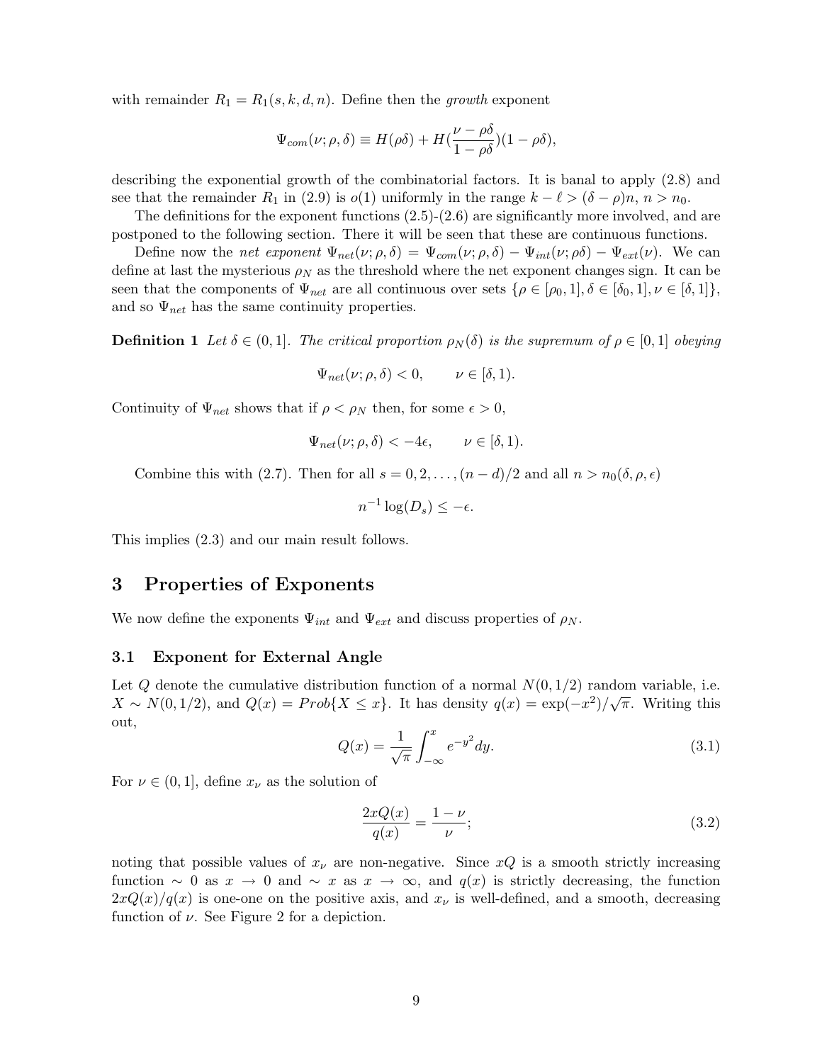with remainder $R_1 = R_1(s, k, d, n)$. Define then the *growth* exponent

$$\Psi_{com}(\nu; \rho, \delta) \equiv H(\rho\delta) + H(\frac{\nu - \rho\delta}{1 - \rho\delta})(1 - \rho\delta),$$

describing the exponential growth of the combinatorial factors. It is banal to apply (2.8) and see that the remainder $R_1$ in (2.9) is $o(1)$ uniformly in the range $k - \ell > (\delta - \rho)n$, $n > n_0$.

The definitions for the exponent functions (2.5)-(2.6) are significantly more involved, and are postponed to the following section. There it will be seen that these are continuous functions.

Define now the *net exponent* $\Psi_{net}(\nu; \rho, \delta) = \Psi_{com}(\nu; \rho, \delta) - \Psi_{int}(\nu; \rho\delta) - \Psi_{ext}(\nu)$. We can define at last the mysterious $\rho_N$ as the threshold where the net exponent changes sign. It can be seen that the components of $\Psi_{net}$ are all continuous over sets $\{\rho \in [\rho_0, 1], \delta \in [\delta_0, 1], \nu \in [\delta, 1]\}$, and so $\Psi_{net}$ has the same continuity properties.

**Definition 1** *Let $\delta \in (0, 1]$. The critical proportion $\rho_N(\delta)$ is the supremum of $\rho \in [0, 1]$ obeying*

$$\Psi_{net}(\nu; \rho, \delta) < 0, \qquad \nu \in [\delta, 1).$$

Continuity of $\Psi_{net}$ shows that if $\rho < \rho_N$ then, for some $\epsilon > 0$,

$$\Psi_{net}(\nu; \rho, \delta) < -4\epsilon, \qquad \nu \in [\delta, 1).$$

Combine this with (2.7). Then for all $s = 0, 2, \dots, (n - d)/2$ and all $n > n_0(\delta, \rho, \epsilon)$

$$n^{-1} \log(D_s) \leq -\epsilon.$$

This implies (2.3) and our main result follows.

# 3 Properties of Exponents

We now define the exponents $\Psi_{int}$ and $\Psi_{ext}$ and discuss properties of $\rho_N$.

## 3.1 Exponent for External Angle

Let $Q$ denote the cumulative distribution function of a normal $N(0, 1/2)$ random variable, i.e. $X \sim N(0, 1/2)$, and $Q(x) = Prob\{X \leq x\}$. It has density $q(x) = \exp(-x^2)/\sqrt{\pi}$. Writing this out,

$$Q(x) = \frac{1}{\sqrt{\pi}} \int_{-\infty}^{x} e^{-y^2} dy. \tag{3.1}$$

For $\nu \in (0, 1]$, define $x_\nu$ as the solution of

$$\frac{2xQ(x)}{q(x)} = \frac{1 - \nu}{\nu}; \tag{3.2}$$

noting that possible values of $x_\nu$ are non-negative. Since $xQ$ is a smooth strictly increasing function $\sim 0$ as $x \to 0$ and $\sim x$ as $x \to \infty$, and $q(x)$ is strictly decreasing, the function $2xQ(x)/q(x)$ is one-one on the positive axis, and $x_\nu$ is well-defined, and a smooth, decreasing function of $\nu$. See Figure 2 for a depiction.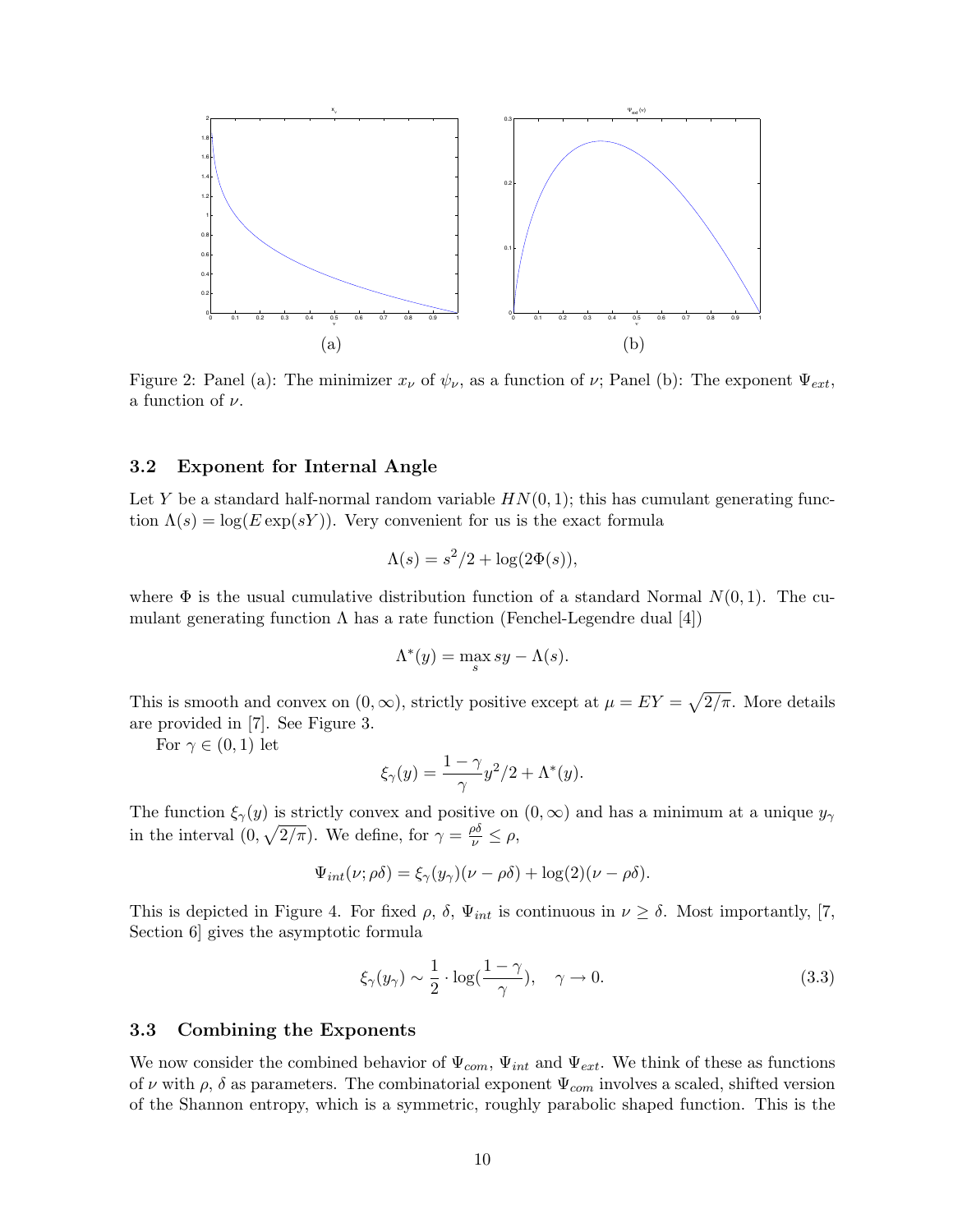Figure 2: Panel (a): The minimizer $x_\nu$ of $\psi_\nu$, as a function of $\nu$; Panel (b): The exponent $\Psi_{ext}$, a function of $\nu$.

### 3.2 Exponent for Internal Angle

Let $Y$ be a standard half-normal random variable $HN(0,1)$; this has cumulant generating function $\Lambda(s) = \log(E\exp(sY))$. Very convenient for us is the exact formula

$$\Lambda(s) = s^2/2 + \log(2\Phi(s)),$$

where $\Phi$ is the usual cumulative distribution function of a standard Normal $N(0,1)$. The cumulant generating function $\Lambda$ has a rate function (Fenchel-Legendre dual [4])

$$\Lambda^*(y) = \max_s sy - \Lambda(s).$$

This is smooth and convex on $(0,\infty)$, strictly positive except at $\mu = EY = \sqrt{2/\pi}$. More details are provided in [7]. See Figure 3.

For $\gamma \in (0,1)$ let

$$\xi_\gamma(y) = \frac{1-\gamma}{\gamma} y^2/2 + \Lambda^*(y).$$

The function $\xi_\gamma(y)$ is strictly convex and positive on $(0,\infty)$ and has a minimum at a unique $y_\gamma$ in the interval $(0, \sqrt{2/\pi})$. We define, for $\gamma = \frac{\rho\delta}{\nu} \leq \rho$,

$$\Psi_{int}(\nu;\rho\delta) = \xi_\gamma(y_\gamma)(\nu - \rho\delta) + \log(2)(\nu - \rho\delta).$$

This is depicted in Figure 4. For fixed $\rho$, $\delta$, $\Psi_{int}$ is continuous in $\nu \geq \delta$. Most importantly, [7, Section 6] gives the asymptotic formula

$$\xi_\gamma(y_\gamma) \sim \frac{1}{2} \cdot \log(\frac{1-\gamma}{\gamma}), \quad \gamma \to 0. \tag{3.3}$$

### 3.3 Combining the Exponents

We now consider the combined behavior of $\Psi_{com}$, $\Psi_{int}$ and $\Psi_{ext}$. We think of these as functions of $\nu$ with $\rho$, $\delta$ as parameters. The combinatorial exponent $\Psi_{com}$ involves a scaled, shifted version of the Shannon entropy, which is a symmetric, roughly parabolic shaped function. This is the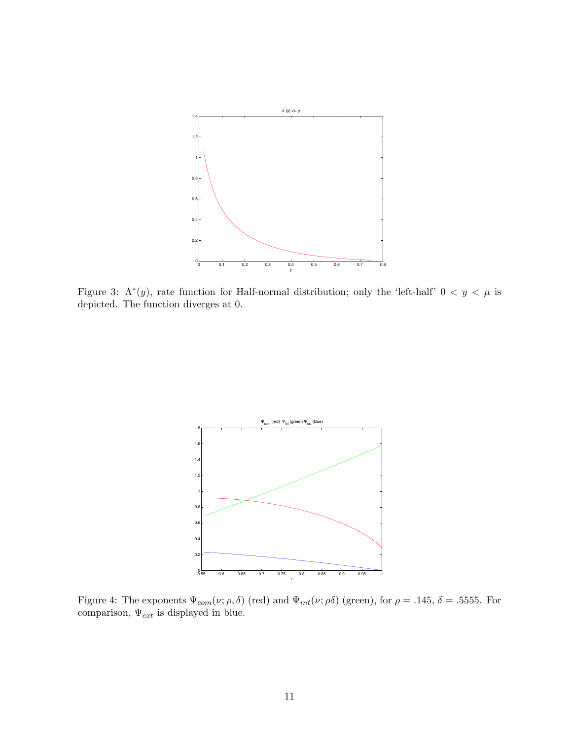Figure 3: $\Lambda^*(y)$, rate function for Half-normal distribution; only the 'left-half' $0 < y < \mu$ is depicted. The function diverges at 0.

Figure 4: The exponents $\Psi_{com}(\nu; \rho, \delta)$ (red) and $\Psi_{int}(\nu; \rho\delta)$ (green), for $\rho = .145$, $\delta = .5555$. For comparison, $\Psi_{ext}$ is displayed in blue.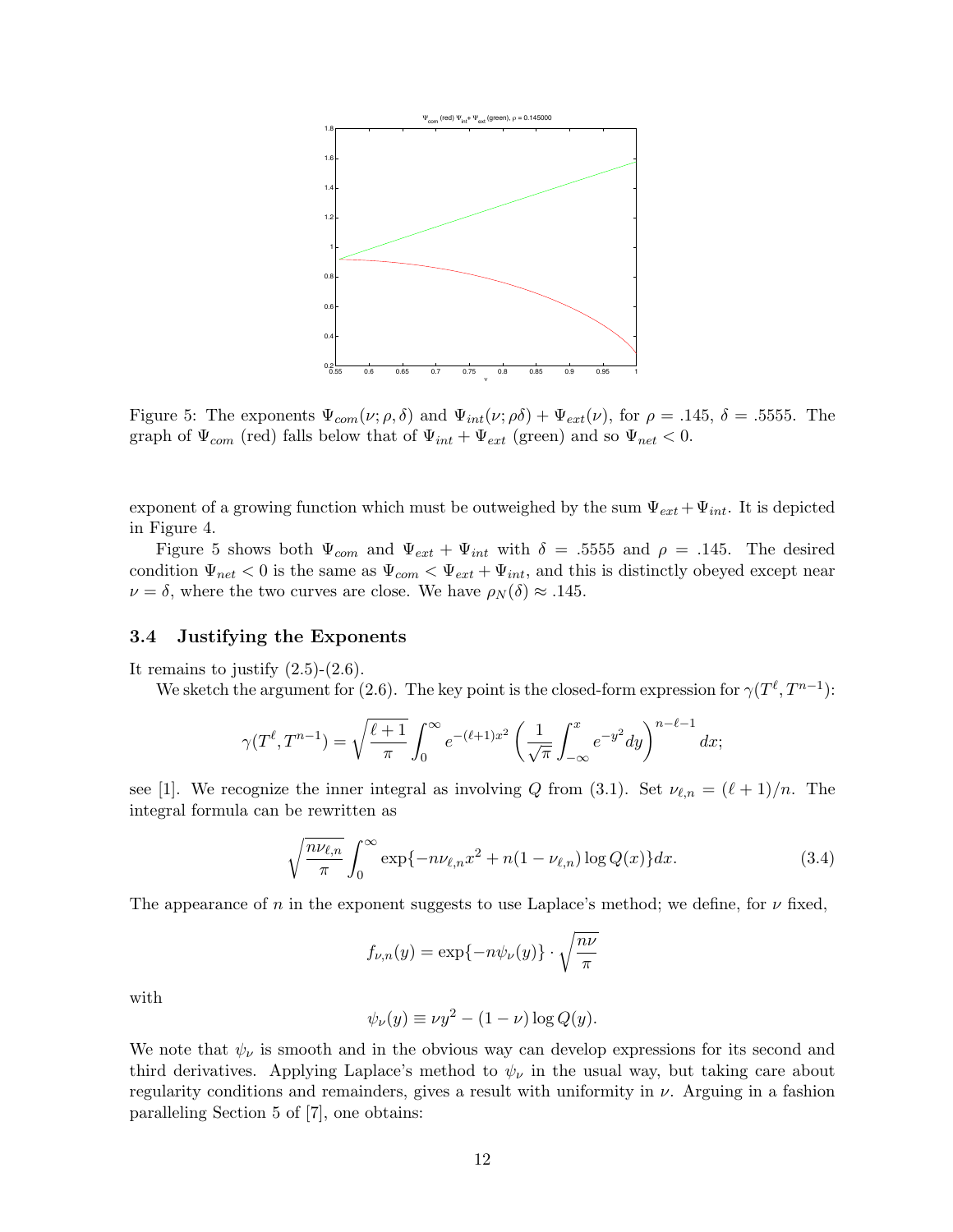Figure 5: The exponents $\Psi_{com}(\nu;\rho,\delta)$ and $\Psi_{int}(\nu;\rho\delta) + \Psi_{ext}(\nu)$, for $\rho = .145$, $\delta = .5555$. The graph of $\Psi_{com}$ (red) falls below that of $\Psi_{int} + \Psi_{ext}$ (green) and so $\Psi_{net} < 0$.

exponent of a growing function which must be outweighed by the sum $\Psi_{ext} + \Psi_{int}$. It is depicted in Figure 4.

Figure 5 shows both $\Psi_{com}$ and $\Psi_{ext} + \Psi_{int}$ with $\delta = .5555$ and $\rho = .145$. The desired condition $\Psi_{net} < 0$ is the same as $\Psi_{com} < \Psi_{ext} + \Psi_{int}$, and this is distinctly obeyed except near $\nu = \delta$, where the two curves are close. We have $\rho_N(\delta) \approx .145$.

### 3.4 Justifying the Exponents

It remains to justify (2.5)-(2.6).

We sketch the argument for (2.6). The key point is the closed-form expression for $\gamma(T^\ell, T^{n-1})$:

$$\gamma(T^\ell, T^{n-1}) = \sqrt{\frac{\ell+1}{\pi}} \int_0^\infty e^{-(\ell+1)x^2} \left( \frac{1}{\sqrt{\pi}} \int_{-\infty}^x e^{-y^2} dy \right)^{n-\ell-1} dx;$$

see [1]. We recognize the inner integral as involving $Q$ from (3.1). Set $\nu_{\ell,n} = (\ell+1)/n$. The integral formula can be rewritten as

$$\sqrt{\frac{n\nu_{\ell,n}}{\pi}} \int_0^\infty \exp\{-n\nu_{\ell,n}x^2 + n(1-\nu_{\ell,n}) \log Q(x)\} dx. \tag{3.4}$$

The appearance of $n$ in the exponent suggests to use Laplace's method; we define, for $\nu$ fixed,

$$f_{\nu,n}(y) = \exp\{-n\psi_\nu(y)\} \cdot \sqrt{\frac{n\nu}{\pi}}$$

with

$$\psi_\nu(y) \equiv \nu y^2 - (1-\nu) \log Q(y).$$

We note that $\psi_\nu$ is smooth and in the obvious way can develop expressions for its second and third derivatives. Applying Laplace's method to $\psi_\nu$ in the usual way, but taking care about regularity conditions and remainders, gives a result with uniformity in $\nu$. Arguing in a fashion paralleling Section 5 of [7], one obtains: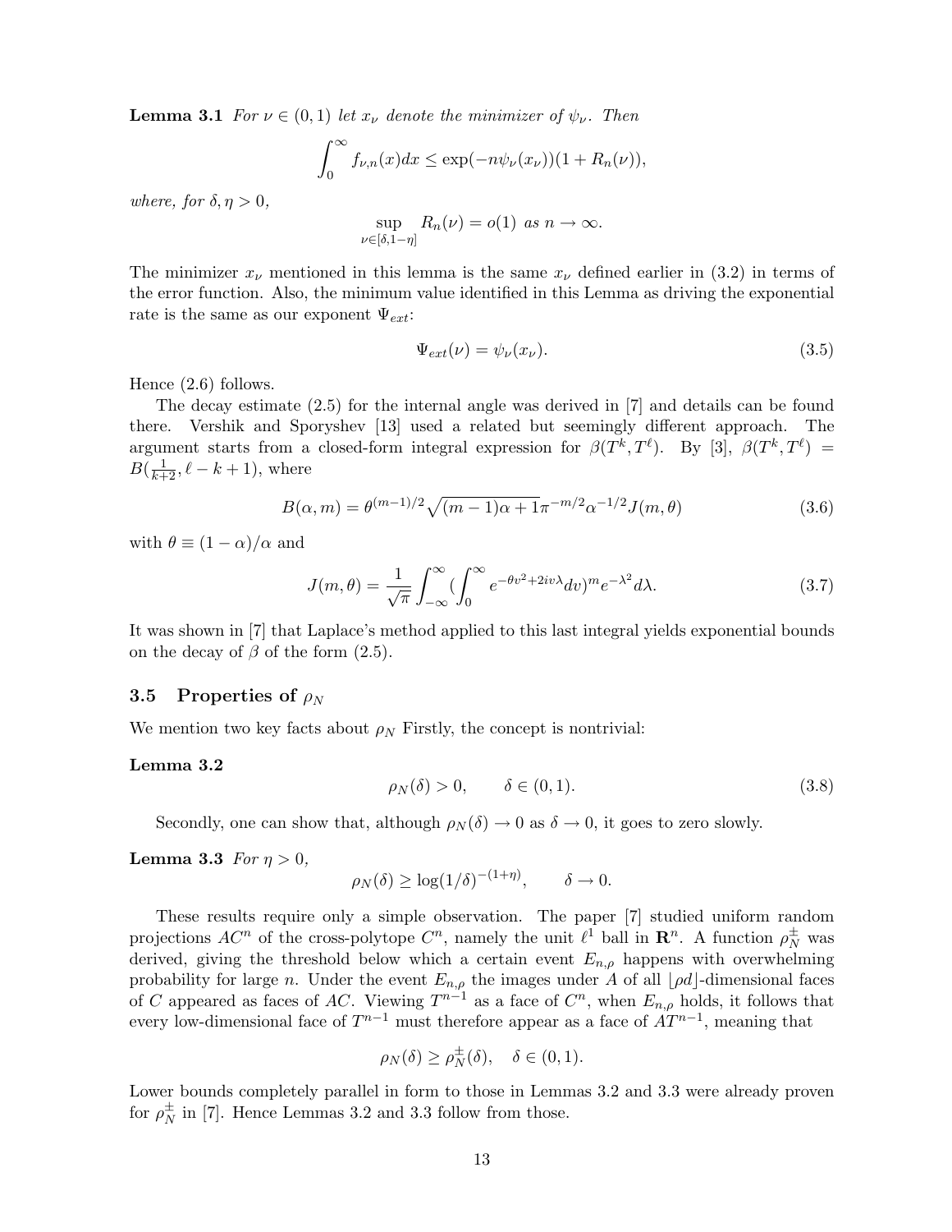**Lemma 3.1** *For $\nu \in (0,1)$ let $x_\nu$ denote the minimizer of $\psi_\nu$. Then*

$$\int_0^\infty f_{\nu,n}(x)dx \leq \exp(-n\psi_\nu(x_\nu))(1 + R_n(\nu)),$$

*where, for $\delta, \eta > 0$,*

$$\sup_{\nu \in [\delta, 1-\eta]} R_n(\nu) = o(1) \text{ as } n \to \infty.$$

The minimizer $x_\nu$ mentioned in this lemma is the same $x_\nu$ defined earlier in (3.2) in terms of the error function. Also, the minimum value identified in this Lemma as driving the exponential rate is the same as our exponent $\Psi_{ext}$:

$$\Psi_{ext}(\nu) = \psi_\nu(x_\nu). \tag{3.5}$$

Hence (2.6) follows.

The decay estimate (2.5) for the internal angle was derived in [7] and details can be found there. Vershik and Sporyshev [13] used a related but seemingly different approach. The argument starts from a closed-form integral expression for $\beta(T^k, T^\ell)$. By [3], $\beta(T^k, T^\ell) = B(\frac{1}{k+2}, \ell - k + 1)$, where

$$B(\alpha, m) = \theta^{(m-1)/2}\sqrt{(m-1)\alpha + 1}\pi^{-m/2}\alpha^{-1/2}J(m, \theta) \tag{3.6}$$

with $\theta \equiv (1-\alpha)/\alpha$ and

$$J(m, \theta) = \frac{1}{\sqrt{\pi}}\int_{-\infty}^{\infty}(\int_0^\infty e^{-\theta v^2 + 2iv\lambda}dv)^m e^{-\lambda^2}d\lambda. \tag{3.7}$$

It was shown in [7] that Laplace's method applied to this last integral yields exponential bounds on the decay of $\beta$ of the form (2.5).

### 3.5 Properties of $\rho_N$

We mention two key facts about $\rho_N$ Firstly, the concept is nontrivial:

**Lemma 3.2**

$$\rho_N(\delta) > 0, \qquad \delta \in (0,1). \tag{3.8}$$

Secondly, one can show that, although $\rho_N(\delta) \to 0$ as $\delta \to 0$, it goes to zero slowly.

**Lemma 3.3** *For $\eta > 0$,*

$$\rho_N(\delta) \geq \log(1/\delta)^{-(1+\eta)}, \qquad \delta \to 0.$$

These results require only a simple observation. The paper [7] studied uniform random projections $AC^n$ of the cross-polytope $C^n$, namely the unit $\ell^1$ ball in $\mathbf{R}^n$. A function $\rho_N^\pm$ was derived, giving the threshold below which a certain event $E_{n,\rho}$ happens with overwhelming probability for large $n$. Under the event $E_{n,\rho}$ the images under $A$ of all $\lfloor \rho d \rfloor$-dimensional faces of $C$ appeared as faces of $AC$. Viewing $T^{n-1}$ as a face of $C^n$, when $E_{n,\rho}$ holds, it follows that every low-dimensional face of $T^{n-1}$ must therefore appear as a face of $AT^{n-1}$, meaning that

$$\rho_N(\delta) \geq \rho_N^\pm(\delta), \quad \delta \in (0,1).$$

Lower bounds completely parallel in form to those in Lemmas 3.2 and 3.3 were already proven for $\rho_N^\pm$ in [7]. Hence Lemmas 3.2 and 3.3 follow from those.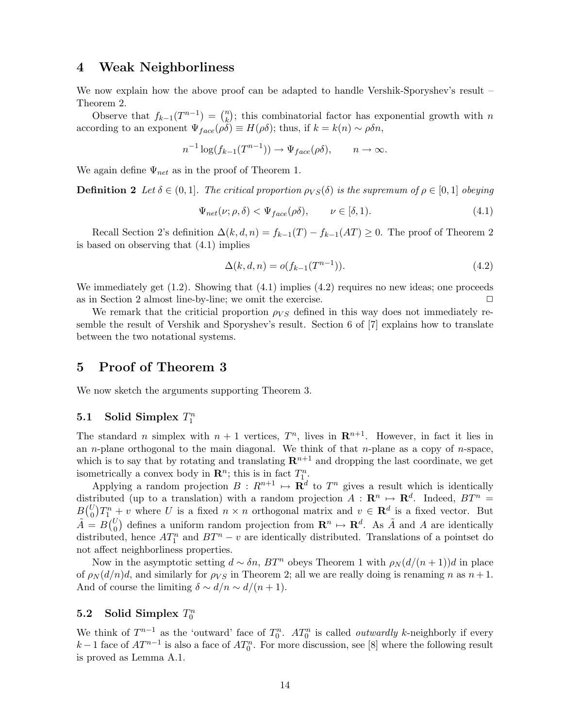## 4 Weak Neighborliness

We now explain how the above proof can be adapted to handle Vershik-Sporyshev's result – Theorem 2.

Observe that $f_{k-1}(T^{n-1}) = \binom{n}{k}$; this combinatorial factor has exponential growth with $n$ according to an exponent $\Psi_{face}(\rho\delta) \equiv H(\rho\delta)$; thus, if $k = k(n) \sim \rho\delta n$,

$$n^{-1}\log(f_{k-1}(T^{n-1})) \to \Psi_{face}(\rho\delta), \qquad n \to \infty.$$

We again define $\Psi_{net}$ as in the proof of Theorem 1.

**Definition 2** *Let $\delta \in (0, 1]$. The critical proportion $\rho_{VS}(\delta)$ is the supremum of $\rho \in [0, 1]$ obeying*

$$\Psi_{net}(\nu; \rho, \delta) < \Psi_{face}(\rho\delta), \qquad \nu \in [\delta, 1). \tag{4.1}$$

Recall Section 2's definition $\Delta(k, d, n) = f_{k-1}(T) - f_{k-1}(AT) \geq 0$. The proof of Theorem 2 is based on observing that (4.1) implies

$$\Delta(k, d, n) = o(f_{k-1}(T^{n-1})). \tag{4.2}$$

We immediately get (1.2). Showing that (4.1) implies (4.2) requires no new ideas; one proceeds as in Section 2 almost line-by-line; we omit the exercise. □

We remark that the criticial proportion $\rho_{VS}$ defined in this way does not immediately resemble the result of Vershik and Sporyshev's result. Section 6 of [7] explains how to translate between the two notational systems.

## 5 Proof of Theorem 3

We now sketch the arguments supporting Theorem 3.

### 5.1 Solid Simplex $T_1^n$

The standard $n$ simplex with $n + 1$ vertices, $T^n$, lives in $\mathbf{R}^{n+1}$. However, in fact it lies in an $n$-plane orthogonal to the main diagonal. We think of that $n$-plane as a copy of $n$-space, which is to say that by rotating and translating $\mathbf{R}^{n+1}$ and dropping the last coordinate, we get isometrically a convex body in $\mathbf{R}^n$; this is in fact $T_1^n$.

Applying a random projection $B : R^{n+1} \mapsto \mathbf{R}^d$ to $T^n$ gives a result which is identically distributed (up to a translation) with a random projection $A : \mathbf{R}^n \mapsto \mathbf{R}^d$. Indeed, $BT^n = B\binom{U}{0}T_1^n + v$ where $U$ is a fixed $n \times n$ orthogonal matrix and $v \in \mathbf{R}^d$ is a fixed vector. But $\tilde{A} = B\binom{U}{0}$ defines a uniform random projection from $\mathbf{R}^n \mapsto \mathbf{R}^d$. As $\tilde{A}$ and $A$ are identically distributed, hence $AT_1^n$ and $BT^n - v$ are identically distributed. Translations of a pointset do not affect neighborliness properties.

Now in the asymptotic setting $d \sim \delta n$, $BT^n$ obeys Theorem 1 with $\rho_N(d/(n+1))d$ in place of $\rho_N(d/n)d$, and similarly for $\rho_{VS}$ in Theorem 2; all we are really doing is renaming $n$ as $n+1$. And of course the limiting $\delta \sim d/n \sim d/(n + 1)$.

### 5.2 Solid Simplex $T_0^n$

We think of $T^{n-1}$ as the 'outward' face of $T_0^n$. $AT_0^n$ is called *outwardly* $k$-neighborly if every $k - 1$ face of $AT^{n-1}$ is also a face of $AT_0^n$. For more discussion, see [8] where the following result is proved as Lemma A.1.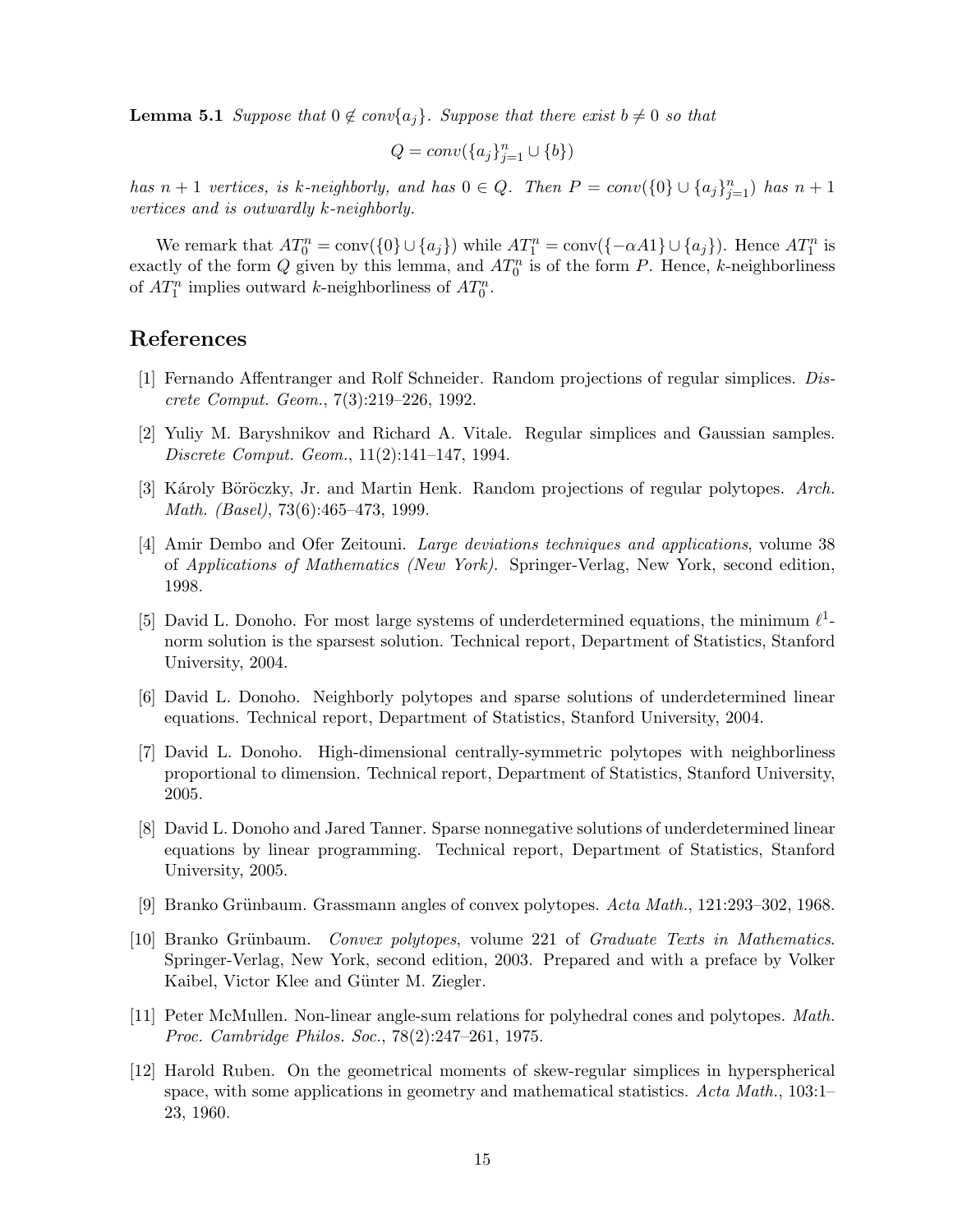**Lemma 5.1** *Suppose that $0 \notin conv\{a_j\}$. Suppose that there exist $b \neq 0$ so that*

$$Q = conv(\{a_j\}_{j=1}^n \cup \{b\})$$

*has $n+1$ vertices, is $k$-neighborly, and has $0 \in Q$. Then $P = conv(\{0\} \cup \{a_j\}_{j=1}^n)$ has $n+1$ vertices and is outwardly $k$-neighborly.*

We remark that $AT_0^n = \text{conv}(\{0\} \cup \{a_j\})$ while $AT_1^n = \text{conv}(\{-\alpha A1\} \cup \{a_j\})$. Hence $AT_1^n$ is exactly of the form $Q$ given by this lemma, and $AT_0^n$ is of the form $P$. Hence, $k$-neighborliness of $AT_1^n$ implies outward $k$-neighborliness of $AT_0^n$.

## References

[1] Fernando Affentranger and Rolf Schneider. Random projections of regular simplices. *Discrete Comput. Geom.*, 7(3):219–226, 1992.

[2] Yuliy M. Baryshnikov and Richard A. Vitale. Regular simplices and Gaussian samples. *Discrete Comput. Geom.*, 11(2):141–147, 1994.

[3] Károly Böröczky, Jr. and Martin Henk. Random projections of regular polytopes. *Arch. Math. (Basel)*, 73(6):465–473, 1999.

[4] Amir Dembo and Ofer Zeitouni. *Large deviations techniques and applications*, volume 38 of *Applications of Mathematics (New York)*. Springer-Verlag, New York, second edition, 1998.

[5] David L. Donoho. For most large systems of underdetermined equations, the minimum $\ell^1$-norm solution is the sparsest solution. Technical report, Department of Statistics, Stanford University, 2004.

[6] David L. Donoho. Neighborly polytopes and sparse solutions of underdetermined linear equations. Technical report, Department of Statistics, Stanford University, 2004.

[7] David L. Donoho. High-dimensional centrally-symmetric polytopes with neighborliness proportional to dimension. Technical report, Department of Statistics, Stanford University, 2005.

[8] David L. Donoho and Jared Tanner. Sparse nonnegative solutions of underdetermined linear equations by linear programming. Technical report, Department of Statistics, Stanford University, 2005.

[9] Branko Grünbaum. Grassmann angles of convex polytopes. *Acta Math.*, 121:293–302, 1968.

[10] Branko Grünbaum. *Convex polytopes*, volume 221 of *Graduate Texts in Mathematics*. Springer-Verlag, New York, second edition, 2003. Prepared and with a preface by Volker Kaibel, Victor Klee and Günter M. Ziegler.

[11] Peter McMullen. Non-linear angle-sum relations for polyhedral cones and polytopes. *Math. Proc. Cambridge Philos. Soc.*, 78(2):247–261, 1975.

[12] Harold Ruben. On the geometrical moments of skew-regular simplices in hyperspherical space, with some applications in geometry and mathematical statistics. *Acta Math.*, 103:1–23, 1960.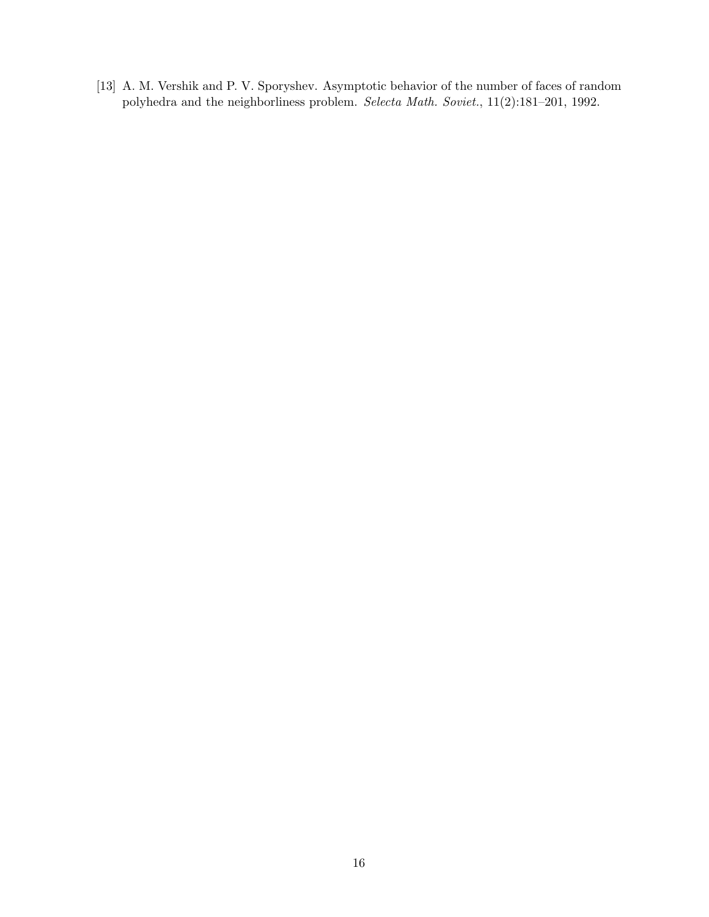[13] A. M. Vershik and P. V. Sporyshev. Asymptotic behavior of the number of faces of random polyhedra and the neighborliness problem. *Selecta Math. Soviet.*, 11(2):181–201, 1992.